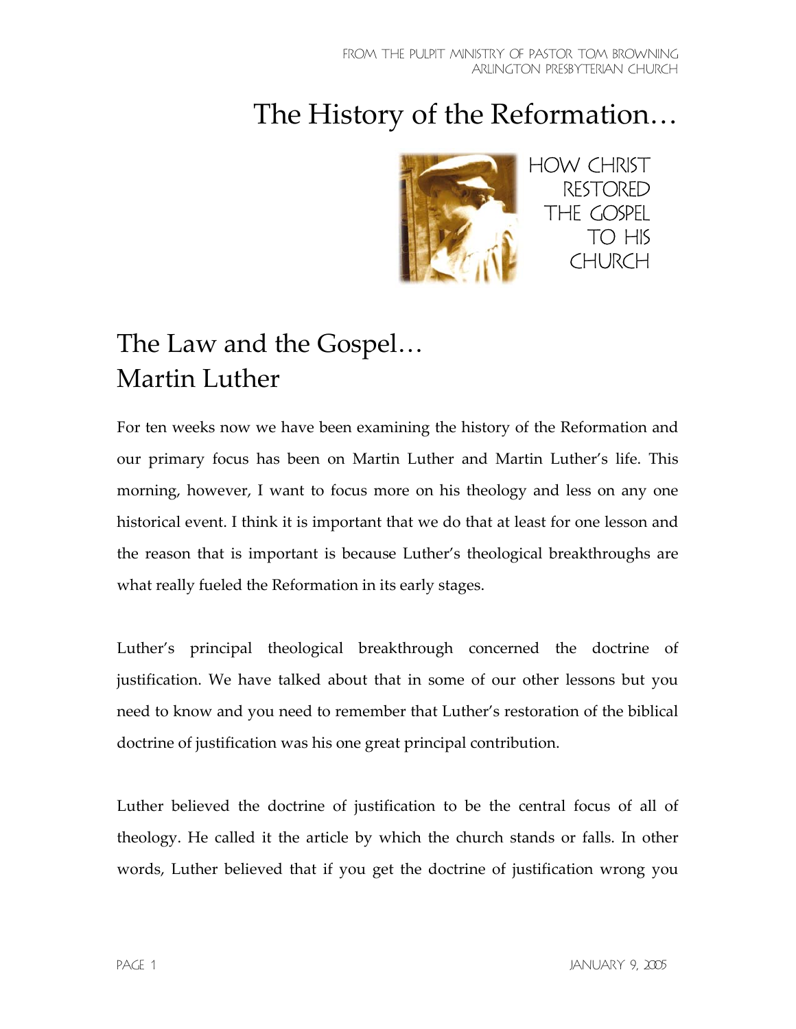# The History of the Reformation…

HOW CHRIST RESTORED THE GOSPEL TO HIS CHURCH

## The Law and the Gospel… Martin Luther

For ten weeks now we have been examining the history of the Reformation and our primary focus has been on Martin Luther and Martin Luther's life. This morning, however, I want to focus more on his theology and less on any one historical event. I think it is important that we do that at least for one lesson and the reason that is important is because Luther's theological breakthroughs are what really fueled the Reformation in its early stages.

Luther's principal theological breakthrough concerned the doctrine of justification. We have talked about that in some of our other lessons but you need to know and you need to remember that Luther's restoration of the biblical doctrine of justification was his one great principal contribution.

Luther believed the doctrine of justification to be the central focus of all of theology. He called it the article by which the church stands or falls. In other words, Luther believed that if you get the doctrine of justification wrong you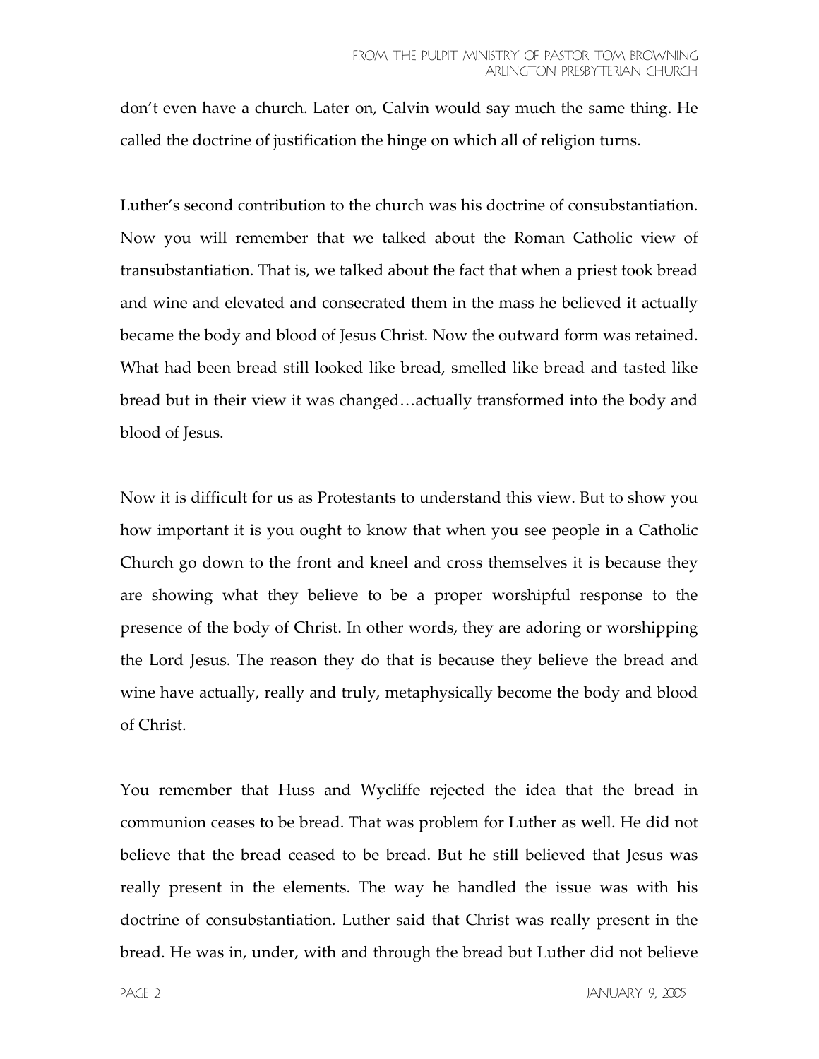don't even have a church. Later on, Calvin would say much the same thing. He called the doctrine of justification the hinge on which all of religion turns.

Luther's second contribution to the church was his doctrine of consubstantiation. Now you will remember that we talked about the Roman Catholic view of transubstantiation. That is, we talked about the fact that when a priest took bread and wine and elevated and consecrated them in the mass he believed it actually became the body and blood of Jesus Christ. Now the outward form was retained. What had been bread still looked like bread, smelled like bread and tasted like bread but in their view it was changed…actually transformed into the body and blood of Jesus.

Now it is difficult for us as Protestants to understand this view. But to show you how important it is you ought to know that when you see people in a Catholic Church go down to the front and kneel and cross themselves it is because they are showing what they believe to be a proper worshipful response to the presence of the body of Christ. In other words, they are adoring or worshipping the Lord Jesus. The reason they do that is because they believe the bread and wine have actually, really and truly, metaphysically become the body and blood of Christ.

You remember that Huss and Wycliffe rejected the idea that the bread in communion ceases to be bread. That was problem for Luther as well. He did not believe that the bread ceased to be bread. But he still believed that Jesus was really present in the elements. The way he handled the issue was with his doctrine of consubstantiation. Luther said that Christ was really present in the bread. He was in, under, with and through the bread but Luther did not believe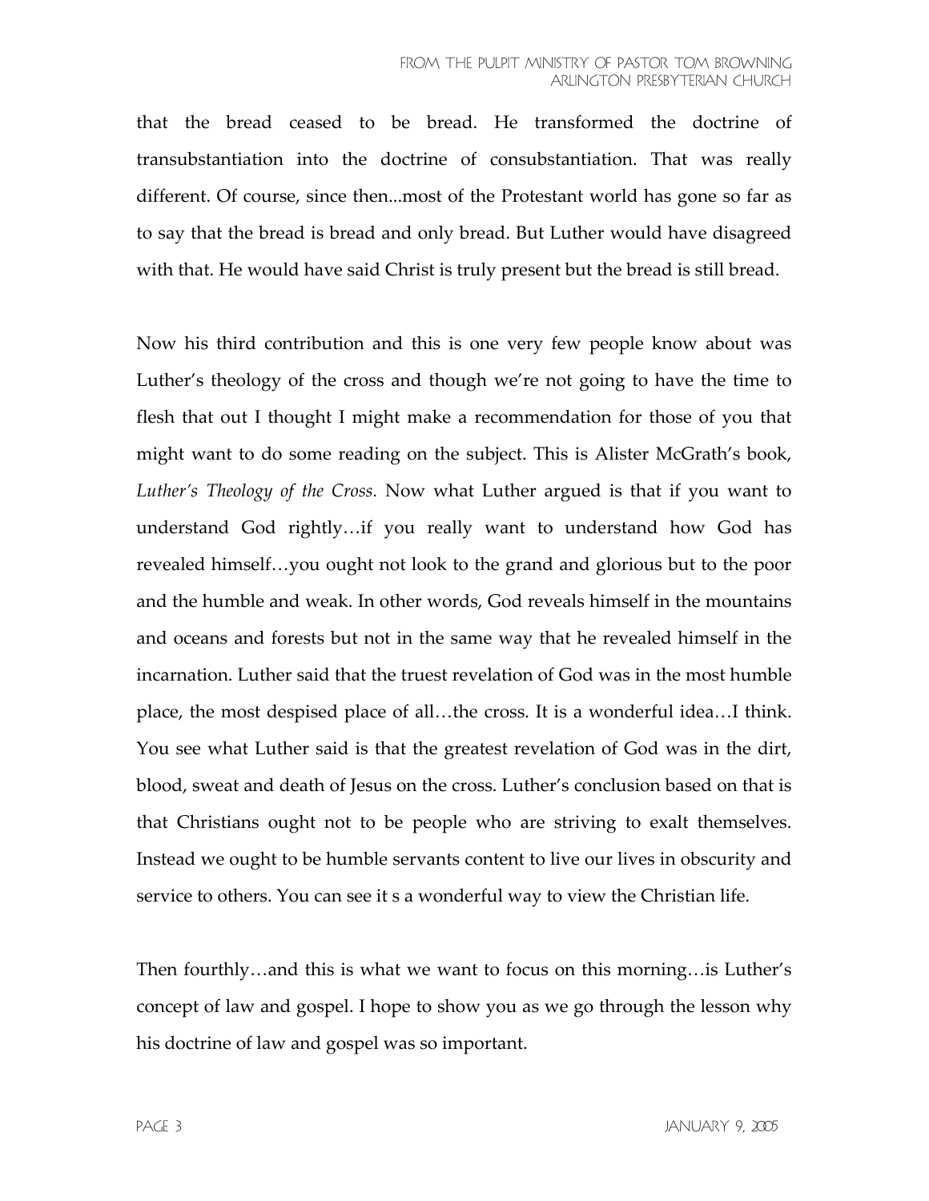that the bread ceased to be bread. He transformed the doctrine of transubstantiation into the doctrine of consubstantiation. That was really different. Of course, since then...most of the Protestant world has gone so far as to say that the bread is bread and only bread. But Luther would have disagreed with that. He would have said Christ is truly present but the bread is still bread.

Now his third contribution and this is one very few people know about was Luther's theology of the cross and though we're not going to have the time to flesh that out I thought I might make a recommendation for those of you that might want to do some reading on the subject. This is Alister McGrath's book, *Luther's Theology of the Cross.* Now what Luther argued is that if you want to understand God rightly…if you really want to understand how God has revealed himself…you ought not look to the grand and glorious but to the poor and the humble and weak. In other words, God reveals himself in the mountains and oceans and forests but not in the same way that he revealed himself in the incarnation. Luther said that the truest revelation of God was in the most humble place, the most despised place of all…the cross. It is a wonderful idea…I think. You see what Luther said is that the greatest revelation of God was in the dirt, blood, sweat and death of Jesus on the cross. Luther's conclusion based on that is that Christians ought not to be people who are striving to exalt themselves. Instead we ought to be humble servants content to live our lives in obscurity and service to others. You can see it s a wonderful way to view the Christian life.

Then fourthly…and this is what we want to focus on this morning…is Luther's concept of law and gospel. I hope to show you as we go through the lesson why his doctrine of law and gospel was so important.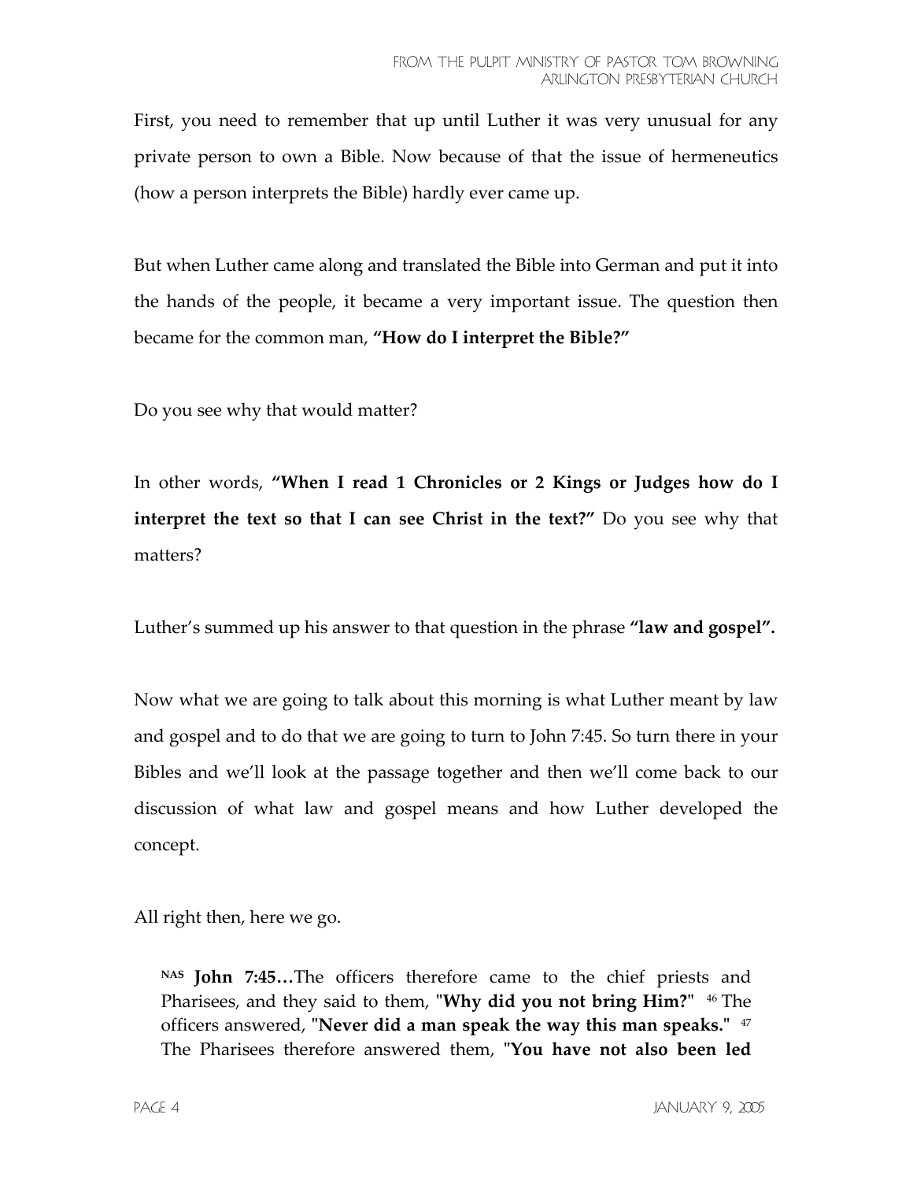First, you need to remember that up until Luther it was very unusual for any private person to own a Bible. Now because of that the issue of hermeneutics (how a person interprets the Bible) hardly ever came up.

But when Luther came along and translated the Bible into German and put it into the hands of the people, it became a very important issue. The question then became for the common man, **"How do I interpret the Bible?"**

Do you see why that would matter?

In other words, **"When I read 1 Chronicles or 2 Kings or Judges how do I interpret the text so that I can see Christ in the text?"** Do you see why that matters?

Luther's summed up his answer to that question in the phrase **"law and gospel".**

Now what we are going to talk about this morning is what Luther meant by law and gospel and to do that we are going to turn to John 7:45. So turn there in your Bibles and we'll look at the passage together and then we'll come back to our discussion of what law and gospel means and how Luther developed the concept.

All right then, here we go.

> NAS **John 7:45…**The officers therefore came to the chief priests and Pharisees, and they said to them, "**Why did you not bring Him?**" [46] The officers answered, "**Never did a man speak the way this man speaks.**" [47] The Pharisees therefore answered them, "**You have not also been led**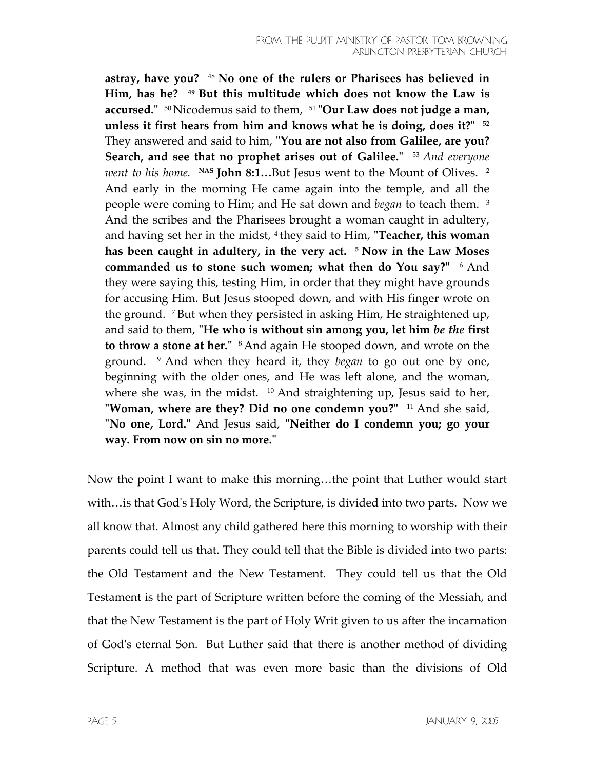**astray, have you?** [48] **No one of the rulers or Pharisees has believed in Him, has he?** [49] **But this multitude which does not know the Law is accursed."** [50] Nicodemus said to them, [51] **"Our Law does not judge a man, unless it first hears from him and knows what he is doing, does it?"** [52] They answered and said to him, **"You are not also from Galilee, are you? Search, and see that no prophet arises out of Galilee."** [53] *And everyone went to his home.* **NAS John 8:1…**But Jesus went to the Mount of Olives. [2] And early in the morning He came again into the temple, and all the people were coming to Him; and He sat down and *began* to teach them. [3] And the scribes and the Pharisees brought a woman caught in adultery, and having set her in the midst, [4] they said to Him, **"Teacher, this woman has been caught in adultery, in the very act.** [5] **Now in the Law Moses commanded us to stone such women; what then do You say?"** [6] And they were saying this, testing Him, in order that they might have grounds for accusing Him. But Jesus stooped down, and with His finger wrote on the ground. [7] But when they persisted in asking Him, He straightened up, and said to them, **"He who is without sin among you, let him *be the* first to throw a stone at her."** [8] And again He stooped down, and wrote on the ground. [9] And when they heard it, they *began* to go out one by one, beginning with the older ones, and He was left alone, and the woman, where she was, in the midst. [10] And straightening up, Jesus said to her, **"Woman, where are they? Did no one condemn you?"** [11] And she said, **"No one, Lord."** And Jesus said, **"Neither do I condemn you; go your way. From now on sin no more."**

Now the point I want to make this morning…the point that Luther would start with…is that God's Holy Word, the Scripture, is divided into two parts. Now we all know that. Almost any child gathered here this morning to worship with their parents could tell us that. They could tell that the Bible is divided into two parts: the Old Testament and the New Testament. They could tell us that the Old Testament is the part of Scripture written before the coming of the Messiah, and that the New Testament is the part of Holy Writ given to us after the incarnation of God's eternal Son. But Luther said that there is another method of dividing Scripture. A method that was even more basic than the divisions of Old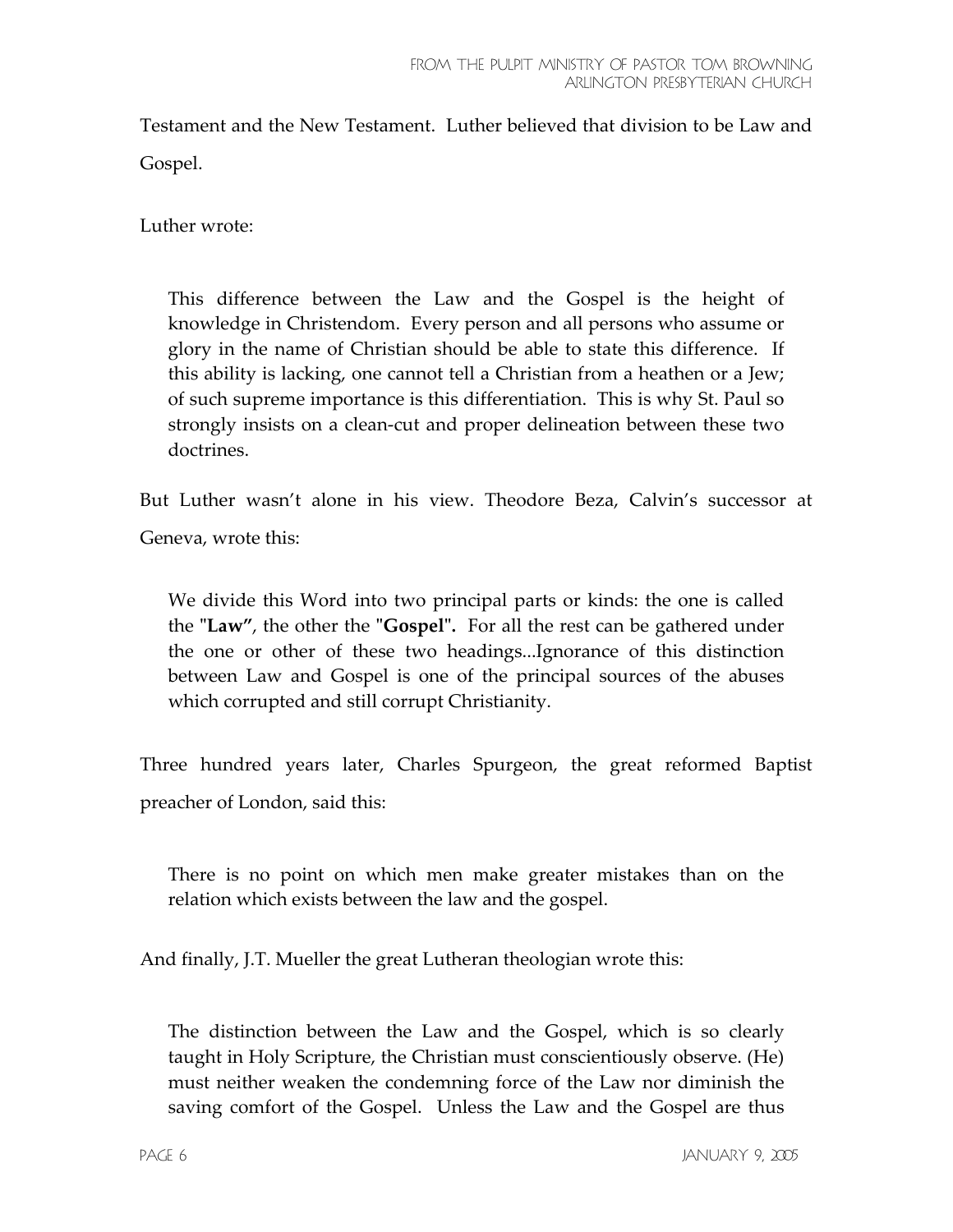Testament and the New Testament. Luther believed that division to be Law and Gospel.

Luther wrote:

> This difference between the Law and the Gospel is the height of knowledge in Christendom. Every person and all persons who assume or glory in the name of Christian should be able to state this difference. If this ability is lacking, one cannot tell a Christian from a heathen or a Jew; of such supreme importance is this differentiation. This is why St. Paul so strongly insists on a clean-cut and proper delineation between these two doctrines.

But Luther wasn't alone in his view. Theodore Beza, Calvin's successor at Geneva, wrote this:

> We divide this Word into two principal parts or kinds: the one is called the "**Law"**, the other the "**Gospel".** For all the rest can be gathered under the one or other of these two headings...Ignorance of this distinction between Law and Gospel is one of the principal sources of the abuses which corrupted and still corrupt Christianity.

Three hundred years later, Charles Spurgeon, the great reformed Baptist preacher of London, said this:

> There is no point on which men make greater mistakes than on the relation which exists between the law and the gospel.

And finally, J.T. Mueller the great Lutheran theologian wrote this:

> The distinction between the Law and the Gospel, which is so clearly taught in Holy Scripture, the Christian must conscientiously observe. (He) must neither weaken the condemning force of the Law nor diminish the saving comfort of the Gospel. Unless the Law and the Gospel are thus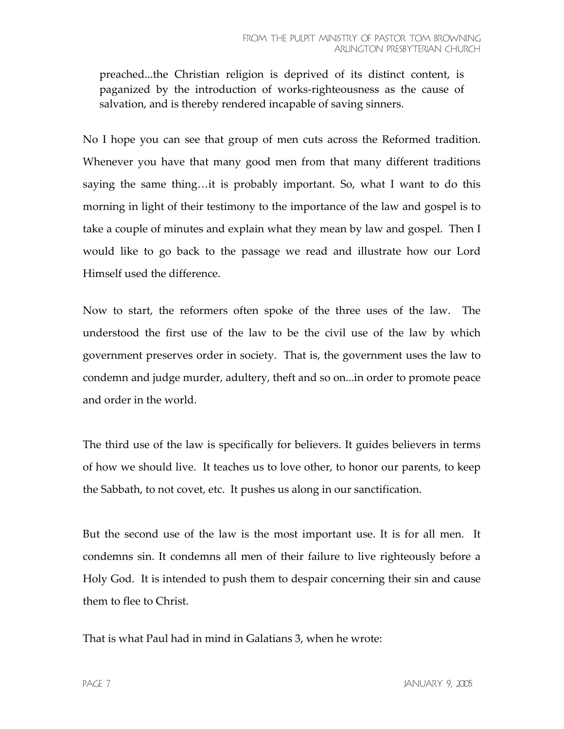> preached...the Christian religion is deprived of its distinct content, is paganized by the introduction of works-righteousness as the cause of salvation, and is thereby rendered incapable of saving sinners.

No I hope you can see that group of men cuts across the Reformed tradition. Whenever you have that many good men from that many different traditions saying the same thing…it is probably important. So, what I want to do this morning in light of their testimony to the importance of the law and gospel is to take a couple of minutes and explain what they mean by law and gospel. Then I would like to go back to the passage we read and illustrate how our Lord Himself used the difference.

Now to start, the reformers often spoke of the three uses of the law. The understood the first use of the law to be the civil use of the law by which government preserves order in society. That is, the government uses the law to condemn and judge murder, adultery, theft and so on...in order to promote peace and order in the world.

The third use of the law is specifically for believers. It guides believers in terms of how we should live. It teaches us to love other, to honor our parents, to keep the Sabbath, to not covet, etc. It pushes us along in our sanctification.

But the second use of the law is the most important use. It is for all men. It condemns sin. It condemns all men of their failure to live righteously before a Holy God. It is intended to push them to despair concerning their sin and cause them to flee to Christ.

That is what Paul had in mind in Galatians 3, when he wrote: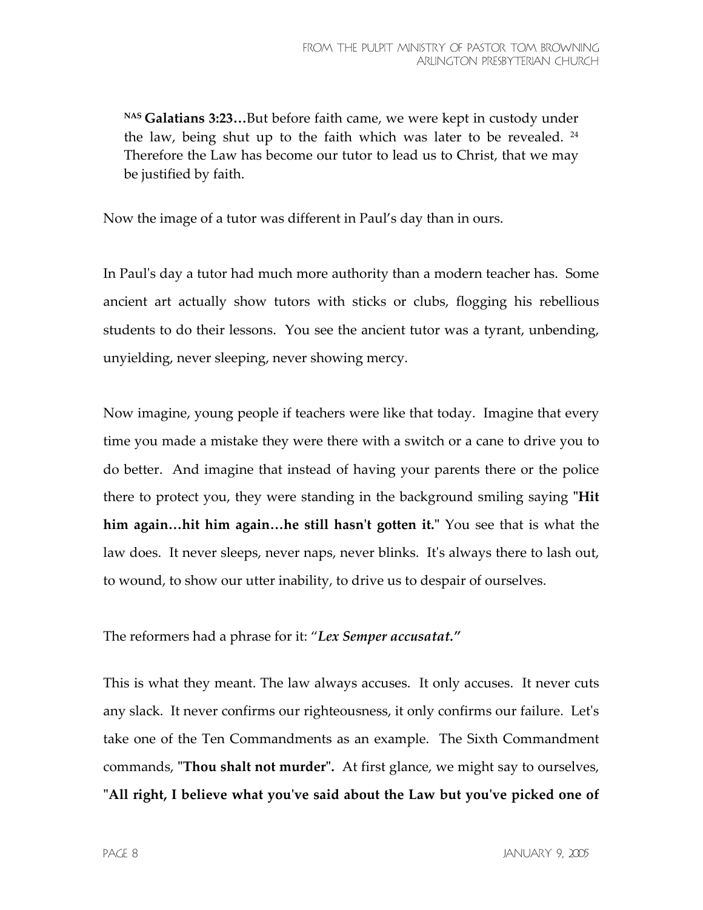> [NAS] **Galatians 3:23…**But before faith came, we were kept in custody under the law, being shut up to the faith which was later to be revealed. [24] Therefore the Law has become our tutor to lead us to Christ, that we may be justified by faith.

Now the image of a tutor was different in Paul's day than in ours.

In Paul's day a tutor had much more authority than a modern teacher has. Some ancient art actually show tutors with sticks or clubs, flogging his rebellious students to do their lessons. You see the ancient tutor was a tyrant, unbending, unyielding, never sleeping, never showing mercy.

Now imagine, young people if teachers were like that today. Imagine that every time you made a mistake they were there with a switch or a cane to drive you to do better. And imagine that instead of having your parents there or the police there to protect you, they were standing in the background smiling saying "**Hit him again…hit him again…he still hasn't gotten it.**" You see that is what the law does. It never sleeps, never naps, never blinks. It's always there to lash out, to wound, to show our utter inability, to drive us to despair of ourselves.

The reformers had a phrase for it: "***Lex Semper accusatat.***"

This is what they meant. The law always accuses. It only accuses. It never cuts any slack. It never confirms our righteousness, it only confirms our failure. Let's take one of the Ten Commandments as an example. The Sixth Commandment commands, "**Thou shalt not murder**". At first glance, we might say to ourselves, **"All right, I believe what you've said about the Law but you've picked one of**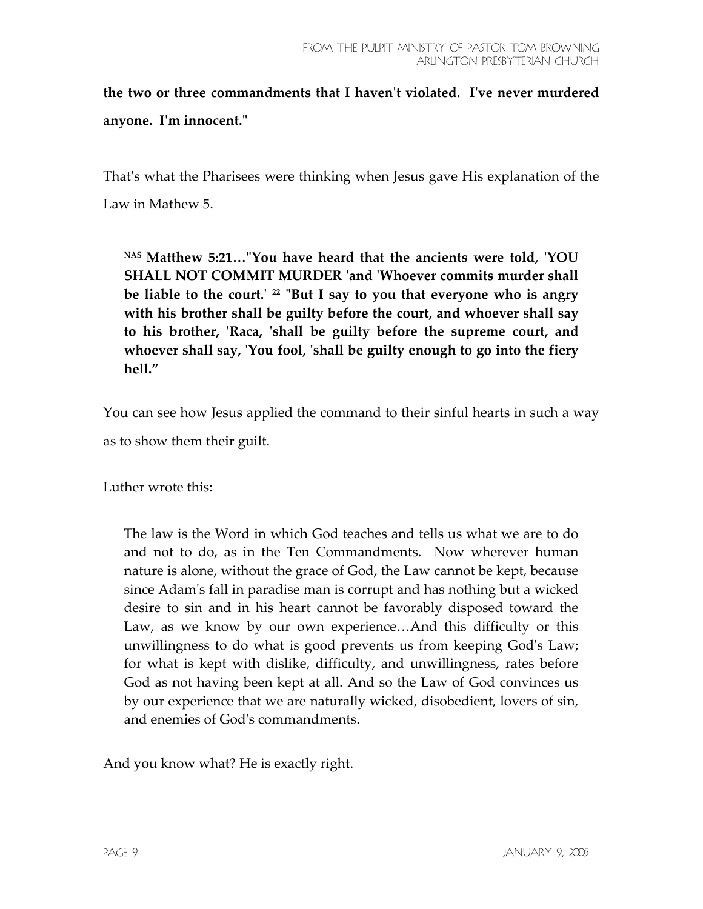**the two or three commandments that I haven't violated. I've never murdered anyone. I'm innocent."**

That's what the Pharisees were thinking when Jesus gave His explanation of the Law in Mathew 5.

> **NAS Matthew 5:21…"You have heard that the ancients were told, 'YOU SHALL NOT COMMIT MURDER 'and 'Whoever commits murder shall be liable to the court.' 22 "But I say to you that everyone who is angry with his brother shall be guilty before the court, and whoever shall say to his brother, 'Raca, 'shall be guilty before the supreme court, and whoever shall say, 'You fool, 'shall be guilty enough to go into the fiery hell."**

You can see how Jesus applied the command to their sinful hearts in such a way as to show them their guilt.

Luther wrote this:

> The law is the Word in which God teaches and tells us what we are to do and not to do, as in the Ten Commandments. Now wherever human nature is alone, without the grace of God, the Law cannot be kept, because since Adam's fall in paradise man is corrupt and has nothing but a wicked desire to sin and in his heart cannot be favorably disposed toward the Law, as we know by our own experience…And this difficulty or this unwillingness to do what is good prevents us from keeping God's Law; for what is kept with dislike, difficulty, and unwillingness, rates before God as not having been kept at all. And so the Law of God convinces us by our experience that we are naturally wicked, disobedient, lovers of sin, and enemies of God's commandments.

And you know what? He is exactly right.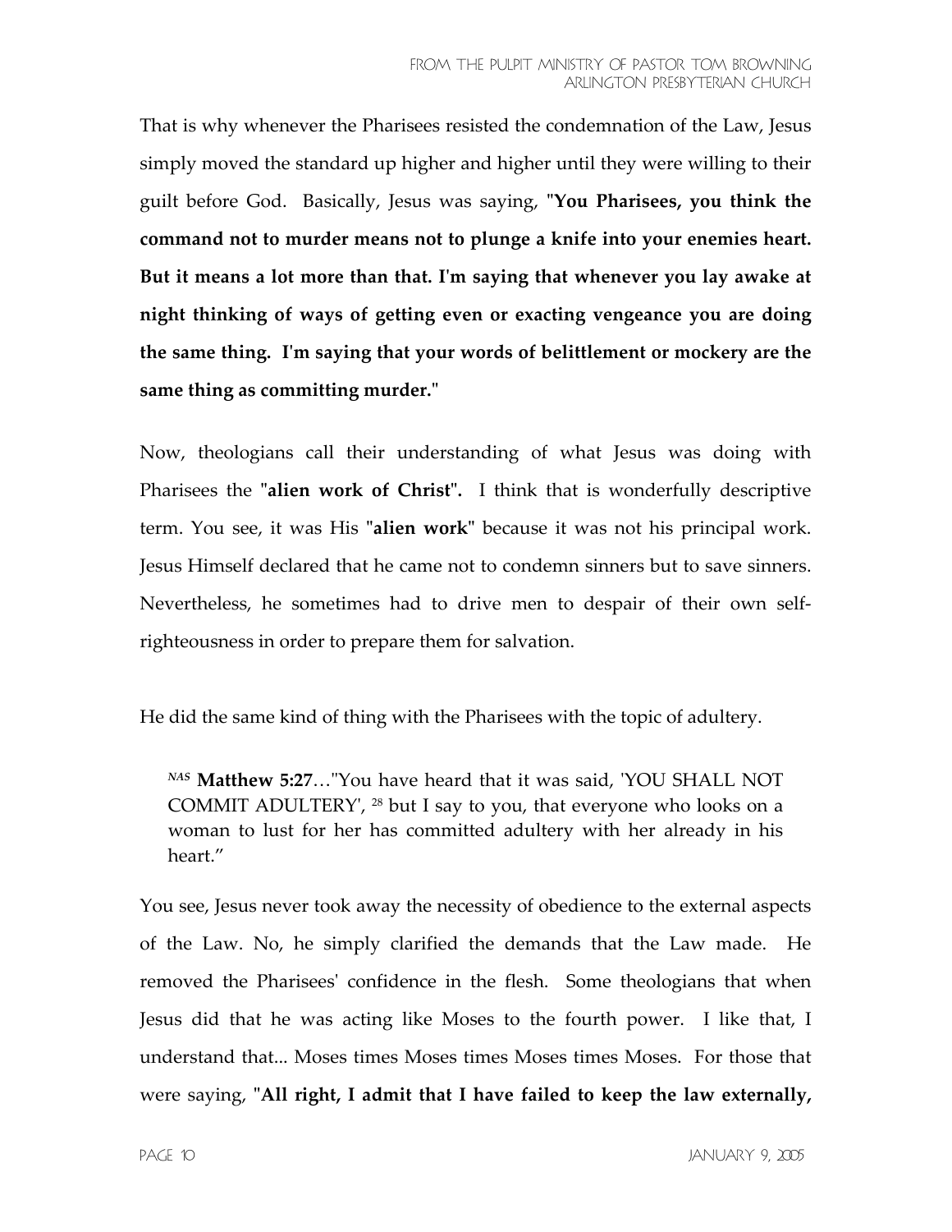That is why whenever the Pharisees resisted the condemnation of the Law, Jesus simply moved the standard up higher and higher until they were willing to their guilt before God. Basically, Jesus was saying, "**You Pharisees, you think the command not to murder means not to plunge a knife into your enemies heart. But it means a lot more than that. I'm saying that whenever you lay awake at night thinking of ways of getting even or exacting vengeance you are doing the same thing. I'm saying that your words of belittlement or mockery are the same thing as committing murder.**"

Now, theologians call their understanding of what Jesus was doing with Pharisees the "**alien work of Christ**". I think that is wonderfully descriptive term. You see, it was His "**alien work**" because it was not his principal work. Jesus Himself declared that he came not to condemn sinners but to save sinners. Nevertheless, he sometimes had to drive men to despair of their own self-righteousness in order to prepare them for salvation.

He did the same kind of thing with the Pharisees with the topic of adultery.

> *NAS* **Matthew 5:27**…"You have heard that it was said, 'YOU SHALL NOT COMMIT ADULTERY', [28] but I say to you, that everyone who looks on a woman to lust for her has committed adultery with her already in his heart."

You see, Jesus never took away the necessity of obedience to the external aspects of the Law. No, he simply clarified the demands that the Law made. He removed the Pharisees' confidence in the flesh. Some theologians that when Jesus did that he was acting like Moses to the fourth power. I like that, I understand that... Moses times Moses times Moses times Moses. For those that were saying, "**All right, I admit that I have failed to keep the law externally,**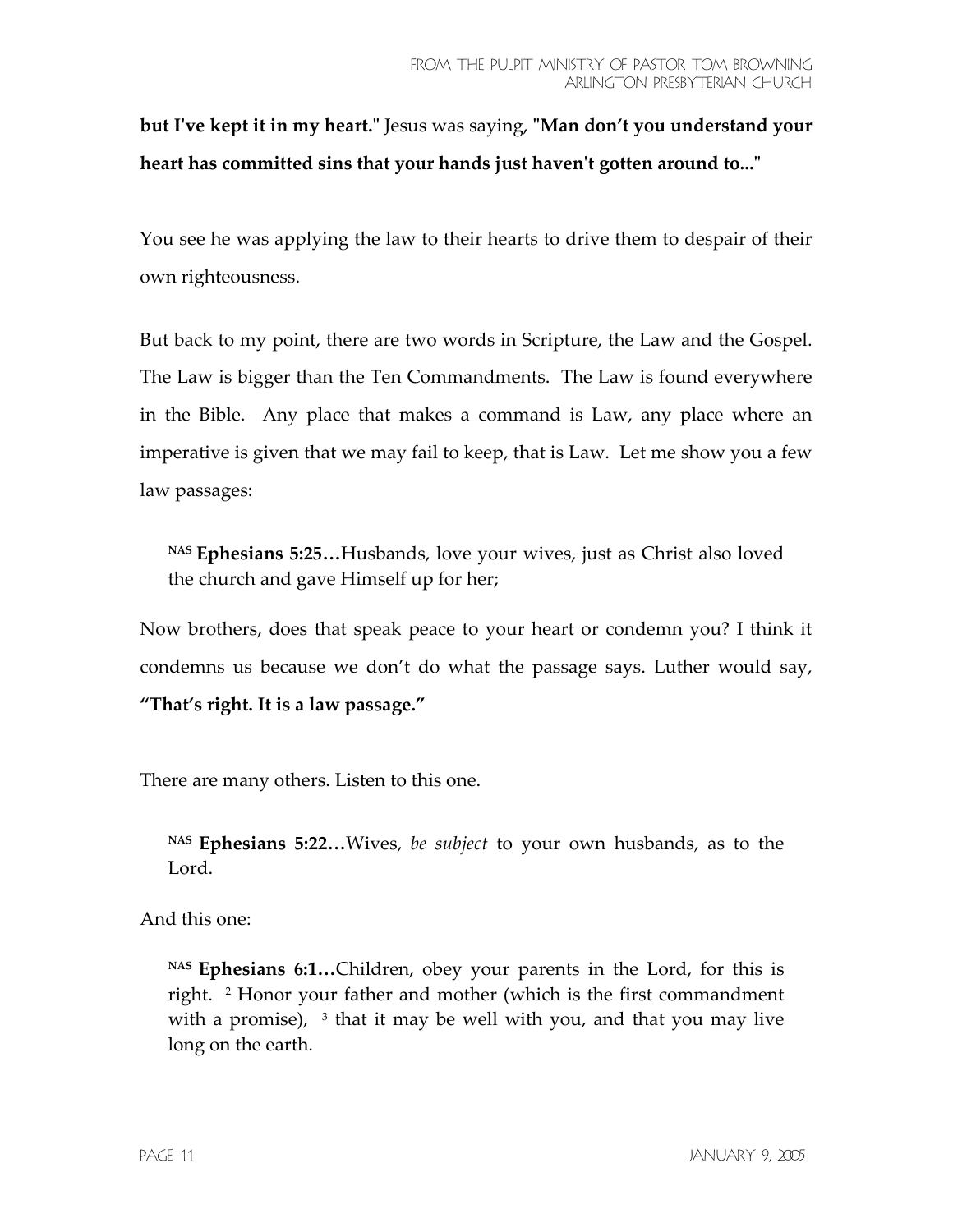**but I've kept it in my heart.**" Jesus was saying, "**Man don't you understand your heart has committed sins that your hands just haven't gotten around to...**"

You see he was applying the law to their hearts to drive them to despair of their own righteousness.

But back to my point, there are two words in Scripture, the Law and the Gospel. The Law is bigger than the Ten Commandments. The Law is found everywhere in the Bible. Any place that makes a command is Law, any place where an imperative is given that we may fail to keep, that is Law. Let me show you a few law passages:

> NAS **Ephesians 5:25…**Husbands, love your wives, just as Christ also loved the church and gave Himself up for her;

Now brothers, does that speak peace to your heart or condemn you? I think it condemns us because we don't do what the passage says. Luther would say, **"That's right. It is a law passage."**

There are many others. Listen to this one.

> NAS **Ephesians 5:22…**Wives, *be subject* to your own husbands, as to the Lord.

And this one:

> NAS **Ephesians 6:1…**Children, obey your parents in the Lord, for this is right. 2 Honor your father and mother (which is the first commandment with a promise), 3 that it may be well with you, and that you may live long on the earth.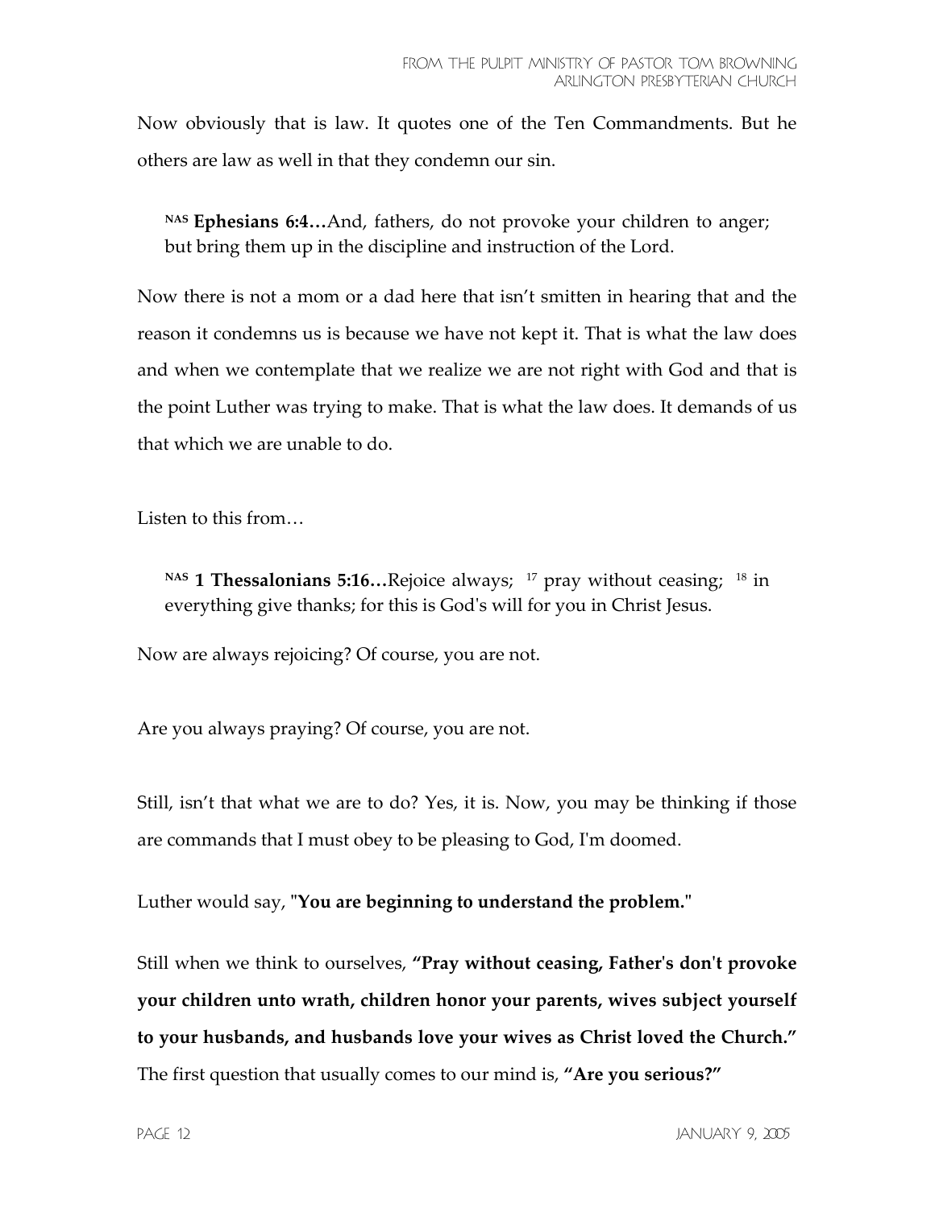Now obviously that is law. It quotes one of the Ten Commandments. But he others are law as well in that they condemn our sin.

> NAS **Ephesians 6:4…**And, fathers, do not provoke your children to anger; but bring them up in the discipline and instruction of the Lord.

Now there is not a mom or a dad here that isn't smitten in hearing that and the reason it condemns us is because we have not kept it. That is what the law does and when we contemplate that we realize we are not right with God and that is the point Luther was trying to make. That is what the law does. It demands of us that which we are unable to do.

Listen to this from…

> NAS **1 Thessalonians 5:16…**Rejoice always; 17 pray without ceasing; 18 in everything give thanks; for this is God's will for you in Christ Jesus.

Now are always rejoicing? Of course, you are not.

Are you always praying? Of course, you are not.

Still, isn't that what we are to do? Yes, it is. Now, you may be thinking if those are commands that I must obey to be pleasing to God, I'm doomed.

Luther would say, "**You are beginning to understand the problem.**"

Still when we think to ourselves, **"Pray without ceasing, Father's don't provoke your children unto wrath, children honor your parents, wives subject yourself to your husbands, and husbands love your wives as Christ loved the Church."** The first question that usually comes to our mind is, **"Are you serious?"**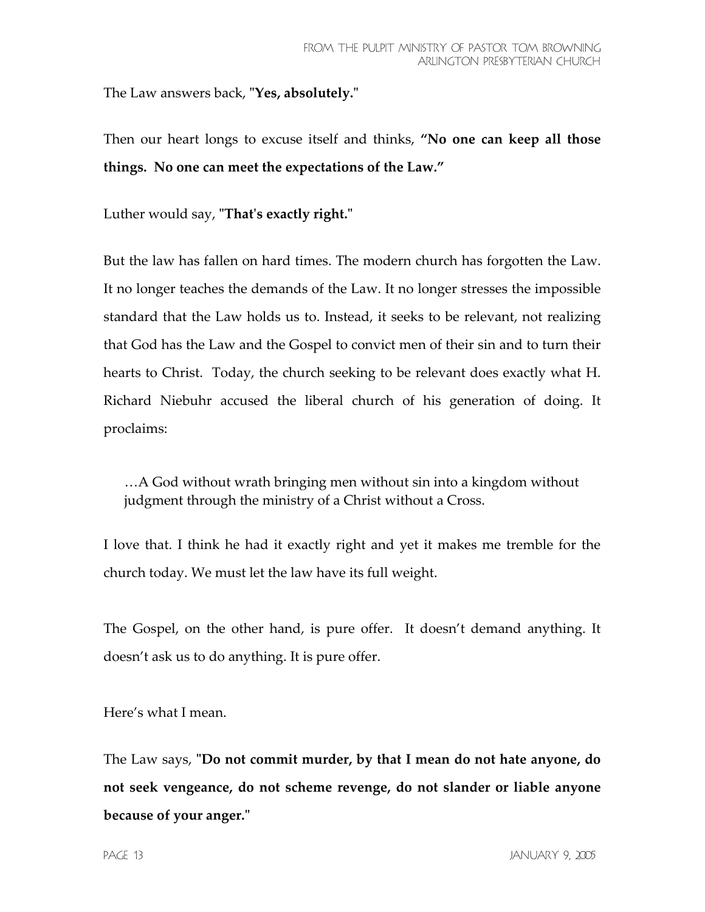The Law answers back, "**Yes, absolutely.**"

Then our heart longs to excuse itself and thinks, **"No one can keep all those things. No one can meet the expectations of the Law."**

Luther would say, "**That's exactly right.**"

But the law has fallen on hard times. The modern church has forgotten the Law. It no longer teaches the demands of the Law. It no longer stresses the impossible standard that the Law holds us to. Instead, it seeks to be relevant, not realizing that God has the Law and the Gospel to convict men of their sin and to turn their hearts to Christ. Today, the church seeking to be relevant does exactly what H. Richard Niebuhr accused the liberal church of his generation of doing. It proclaims:

> …A God without wrath bringing men without sin into a kingdom without judgment through the ministry of a Christ without a Cross.

I love that. I think he had it exactly right and yet it makes me tremble for the church today. We must let the law have its full weight.

The Gospel, on the other hand, is pure offer. It doesn't demand anything. It doesn't ask us to do anything. It is pure offer.

Here's what I mean.

The Law says, "**Do not commit murder, by that I mean do not hate anyone, do not seek vengeance, do not scheme revenge, do not slander or liable anyone because of your anger.**"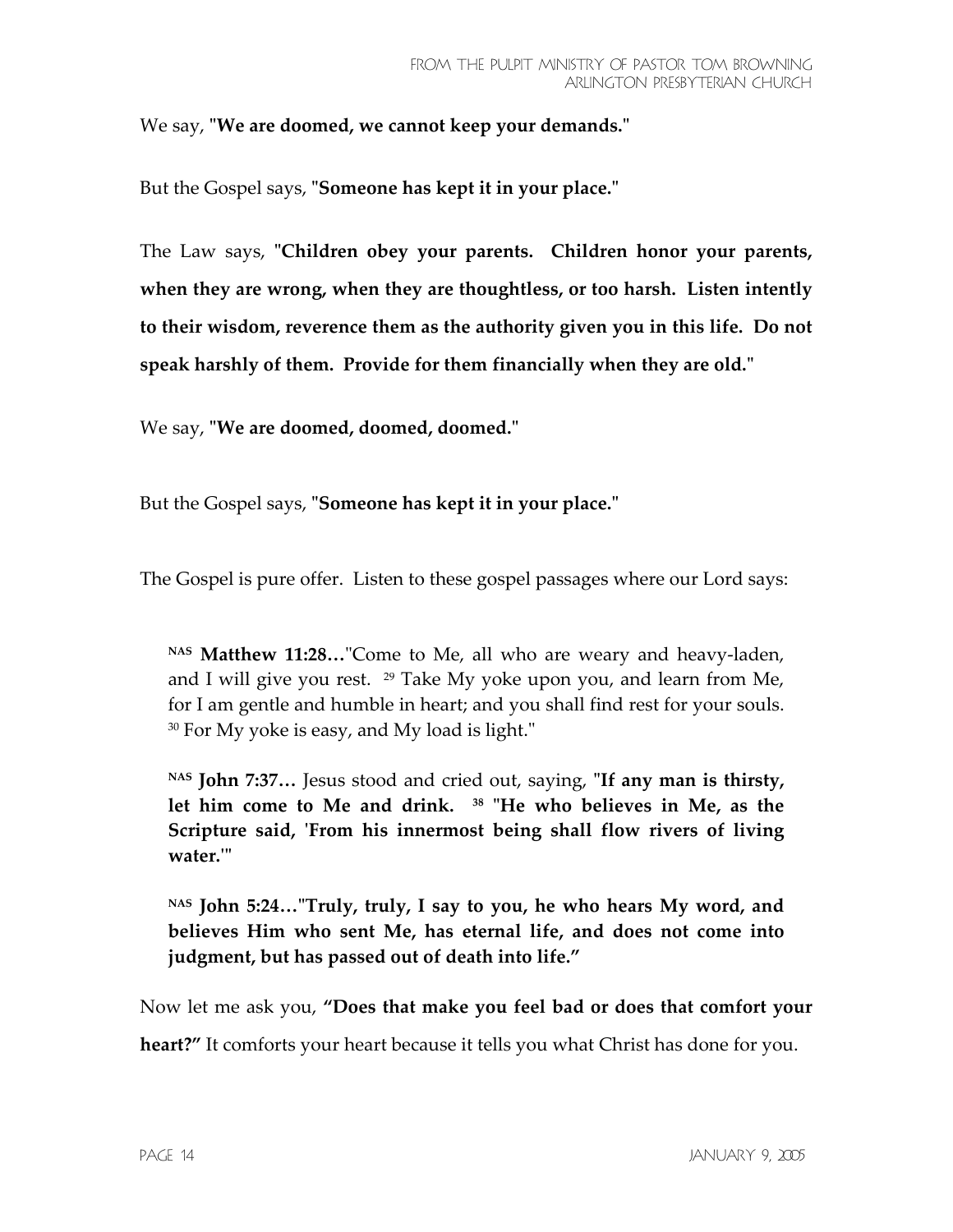We say, "**We are doomed, we cannot keep your demands.**"

But the Gospel says, "**Someone has kept it in your place.**"

The Law says, "**Children obey your parents. Children honor your parents, when they are wrong, when they are thoughtless, or too harsh. Listen intently to their wisdom, reverence them as the authority given you in this life. Do not speak harshly of them. Provide for them financially when they are old.**"

We say, "**We are doomed, doomed, doomed.**"

But the Gospel says, "**Someone has kept it in your place.**"

The Gospel is pure offer. Listen to these gospel passages where our Lord says:

> NAS **Matthew 11:28…**"Come to Me, all who are weary and heavy-laden, and I will give you rest. 29 Take My yoke upon you, and learn from Me, for I am gentle and humble in heart; and you shall find rest for your souls. 30 For My yoke is easy, and My load is light."
>
> NAS **John 7:37…** Jesus stood and cried out, saying, "**If any man is thirsty, let him come to Me and drink. 38 "He who believes in Me, as the Scripture said, 'From his innermost being shall flow rivers of living water.'"**
>
> NAS **John 5:24…"Truly, truly, I say to you, he who hears My word, and believes Him who sent Me, has eternal life, and does not come into judgment, but has passed out of death into life."**

Now let me ask you, **"Does that make you feel bad or does that comfort your heart?"** It comforts your heart because it tells you what Christ has done for you.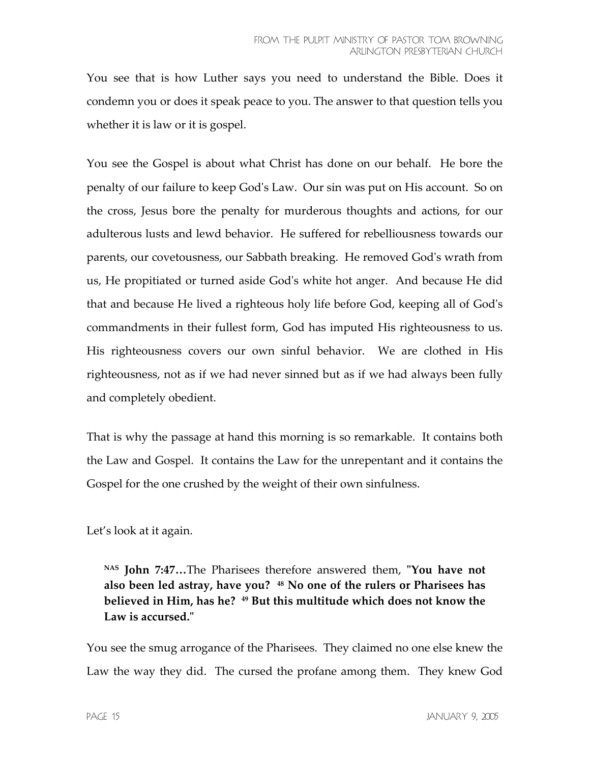You see that is how Luther says you need to understand the Bible. Does it condemn you or does it speak peace to you. The answer to that question tells you whether it is law or it is gospel.

You see the Gospel is about what Christ has done on our behalf. He bore the penalty of our failure to keep God's Law. Our sin was put on His account. So on the cross, Jesus bore the penalty for murderous thoughts and actions, for our adulterous lusts and lewd behavior. He suffered for rebelliousness towards our parents, our covetousness, our Sabbath breaking. He removed God's wrath from us, He propitiated or turned aside God's white hot anger. And because He did that and because He lived a righteous holy life before God, keeping all of God's commandments in their fullest form, God has imputed His righteousness to us. His righteousness covers our own sinful behavior. We are clothed in His righteousness, not as if we had never sinned but as if we had always been fully and completely obedient.

That is why the passage at hand this morning is so remarkable. It contains both the Law and Gospel. It contains the Law for the unrepentant and it contains the Gospel for the one crushed by the weight of their own sinfulness.

Let's look at it again.

> NAS **John 7:47…**The Pharisees therefore answered them, **"You have not also been led astray, have you? 48 No one of the rulers or Pharisees has believed in Him, has he? 49 But this multitude which does not know the Law is accursed."**

You see the smug arrogance of the Pharisees. They claimed no one else knew the Law the way they did. The cursed the profane among them. They knew God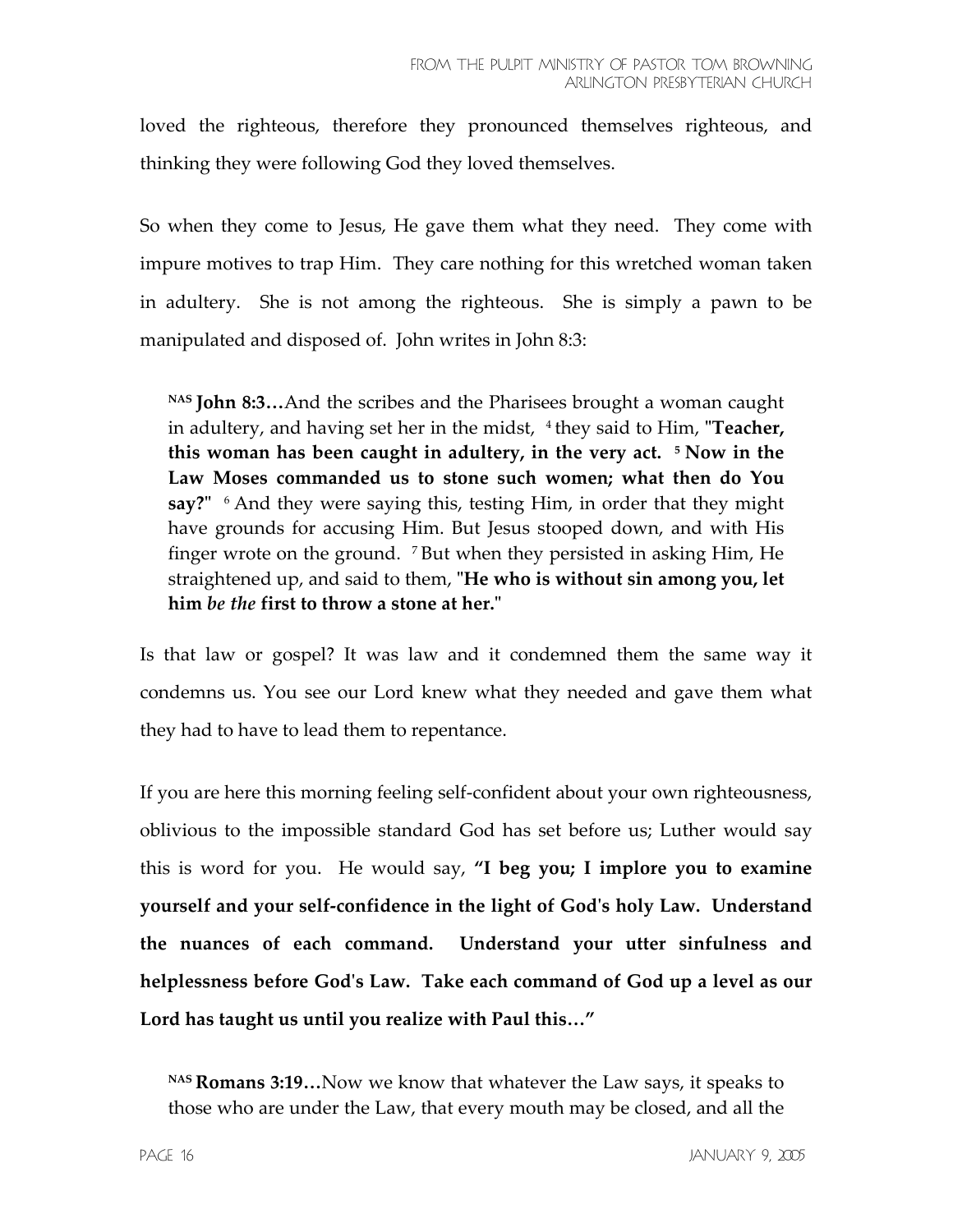loved the righteous, therefore they pronounced themselves righteous, and thinking they were following God they loved themselves.

So when they come to Jesus, He gave them what they need. They come with impure motives to trap Him. They care nothing for this wretched woman taken in adultery. She is not among the righteous. She is simply a pawn to be manipulated and disposed of. John writes in John 8:3:

> [NAS] **John 8:3…**And the scribes and the Pharisees brought a woman caught in adultery, and having set her in the midst, [4] they said to Him, "**Teacher, this woman has been caught in adultery, in the very act. [5] Now in the Law Moses commanded us to stone such women; what then do You say?**" [6] And they were saying this, testing Him, in order that they might have grounds for accusing Him. But Jesus stooped down, and with His finger wrote on the ground. [7] But when they persisted in asking Him, He straightened up, and said to them, "**He who is without sin among you, let him *be the* first to throw a stone at her.**"

Is that law or gospel? It was law and it condemned them the same way it condemns us. You see our Lord knew what they needed and gave them what they had to have to lead them to repentance.

If you are here this morning feeling self-confident about your own righteousness, oblivious to the impossible standard God has set before us; Luther would say this is word for you. He would say, **"I beg you; I implore you to examine yourself and your self-confidence in the light of God's holy Law. Understand the nuances of each command. Understand your utter sinfulness and helplessness before God's Law. Take each command of God up a level as our Lord has taught us until you realize with Paul this…"**

> [NAS] **Romans 3:19…**Now we know that whatever the Law says, it speaks to those who are under the Law, that every mouth may be closed, and all the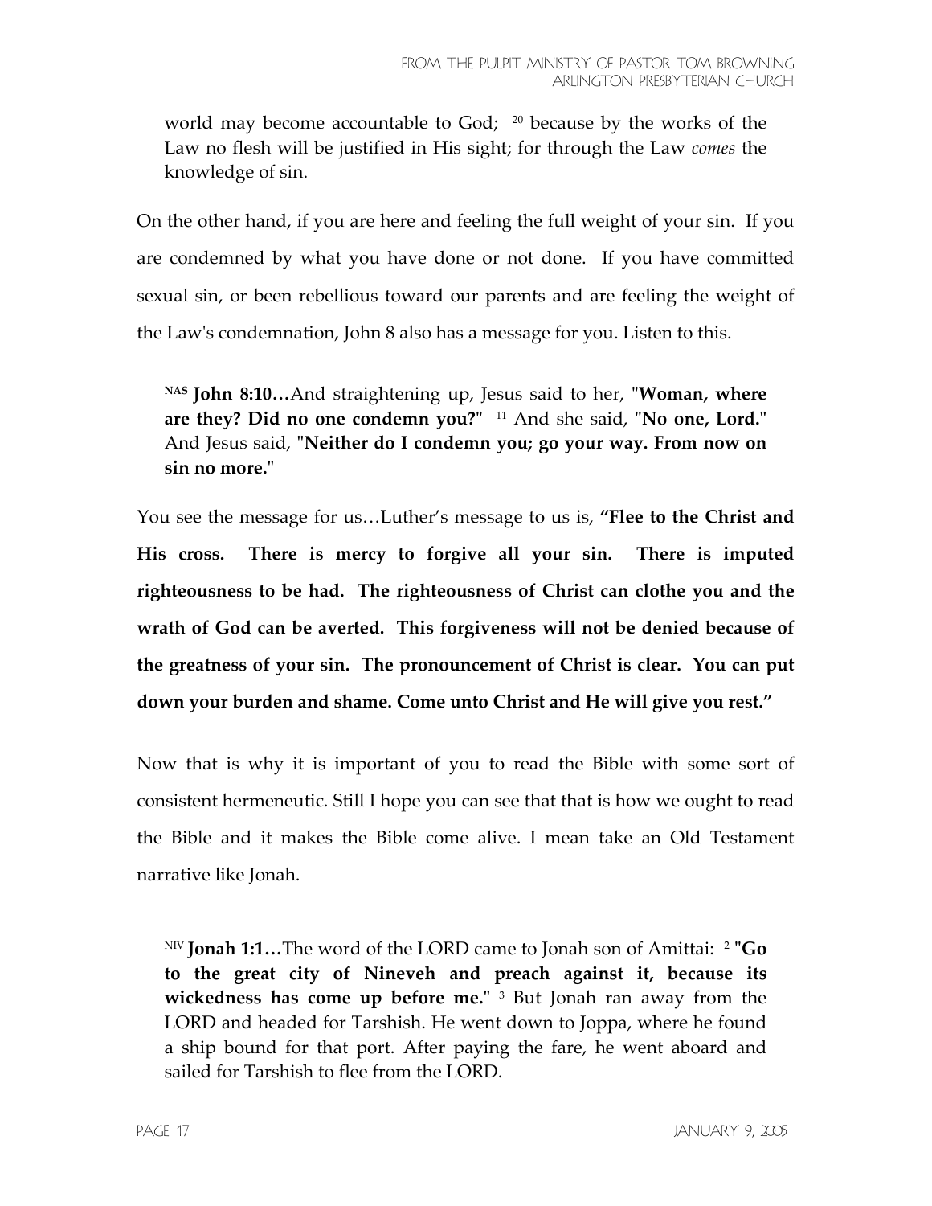world may become accountable to God; [20] because by the works of the Law no flesh will be justified in His sight; for through the Law *comes* the knowledge of sin.

On the other hand, if you are here and feeling the full weight of your sin. If you are condemned by what you have done or not done. If you have committed sexual sin, or been rebellious toward our parents and are feeling the weight of the Law's condemnation, John 8 also has a message for you. Listen to this.

> [NAS] **John 8:10…**And straightening up, Jesus said to her, "**Woman, where are they? Did no one condemn you?**" [11] And she said, "**No one, Lord.**" And Jesus said, "**Neither do I condemn you; go your way. From now on sin no more.**"

You see the message for us…Luther's message to us is, **"Flee to the Christ and His cross. There is mercy to forgive all your sin. There is imputed righteousness to be had. The righteousness of Christ can clothe you and the wrath of God can be averted. This forgiveness will not be denied because of the greatness of your sin. The pronouncement of Christ is clear. You can put down your burden and shame. Come unto Christ and He will give you rest."**

Now that is why it is important of you to read the Bible with some sort of consistent hermeneutic. Still I hope you can see that that is how we ought to read the Bible and it makes the Bible come alive. I mean take an Old Testament narrative like Jonah.

> [NIV] **Jonah 1:1…**The word of the LORD came to Jonah son of Amittai: [2] "**Go to the great city of Nineveh and preach against it, because its wickedness has come up before me.**" [3] But Jonah ran away from the LORD and headed for Tarshish. He went down to Joppa, where he found a ship bound for that port. After paying the fare, he went aboard and sailed for Tarshish to flee from the LORD.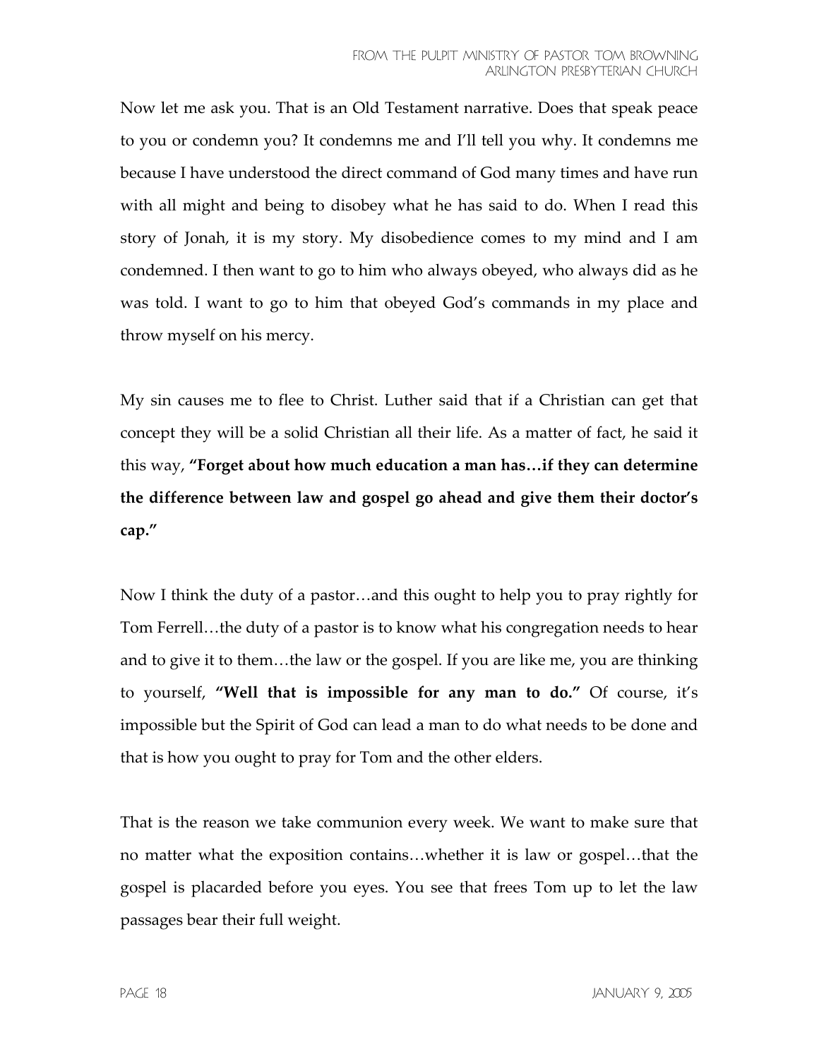Now let me ask you. That is an Old Testament narrative. Does that speak peace to you or condemn you? It condemns me and I'll tell you why. It condemns me because I have understood the direct command of God many times and have run with all might and being to disobey what he has said to do. When I read this story of Jonah, it is my story. My disobedience comes to my mind and I am condemned. I then want to go to him who always obeyed, who always did as he was told. I want to go to him that obeyed God's commands in my place and throw myself on his mercy.

My sin causes me to flee to Christ. Luther said that if a Christian can get that concept they will be a solid Christian all their life. As a matter of fact, he said it this way, **"Forget about how much education a man has…if they can determine the difference between law and gospel go ahead and give them their doctor's cap."**

Now I think the duty of a pastor…and this ought to help you to pray rightly for Tom Ferrell…the duty of a pastor is to know what his congregation needs to hear and to give it to them…the law or the gospel. If you are like me, you are thinking to yourself, **"Well that is impossible for any man to do."** Of course, it's impossible but the Spirit of God can lead a man to do what needs to be done and that is how you ought to pray for Tom and the other elders.

That is the reason we take communion every week. We want to make sure that no matter what the exposition contains…whether it is law or gospel…that the gospel is placarded before you eyes. You see that frees Tom up to let the law passages bear their full weight.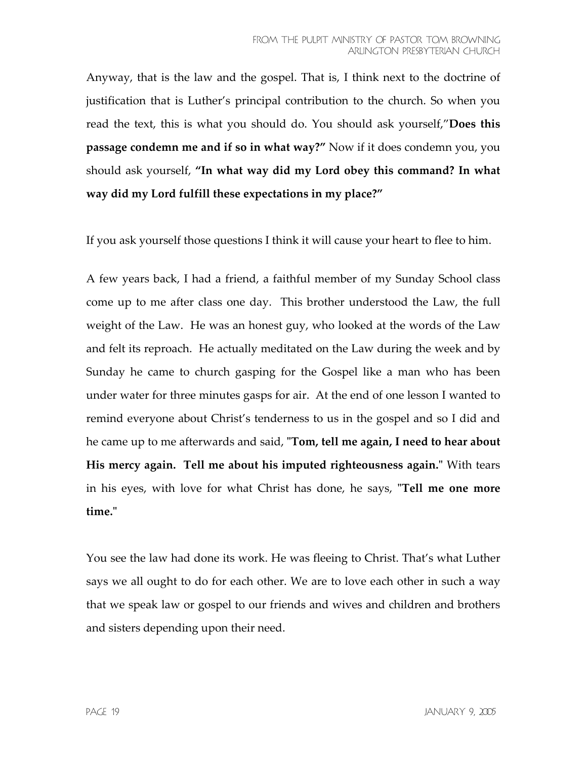Anyway, that is the law and the gospel. That is, I think next to the doctrine of justification that is Luther's principal contribution to the church. So when you read the text, this is what you should do. You should ask yourself,"**Does this passage condemn me and if so in what way?"** Now if it does condemn you, you should ask yourself, **"In what way did my Lord obey this command? In what way did my Lord fulfill these expectations in my place?"**

If you ask yourself those questions I think it will cause your heart to flee to him.

A few years back, I had a friend, a faithful member of my Sunday School class come up to me after class one day. This brother understood the Law, the full weight of the Law. He was an honest guy, who looked at the words of the Law and felt its reproach. He actually meditated on the Law during the week and by Sunday he came to church gasping for the Gospel like a man who has been under water for three minutes gasps for air. At the end of one lesson I wanted to remind everyone about Christ's tenderness to us in the gospel and so I did and he came up to me afterwards and said, "**Tom, tell me again, I need to hear about His mercy again. Tell me about his imputed righteousness again.**" With tears in his eyes, with love for what Christ has done, he says, "**Tell me one more time.**"

You see the law had done its work. He was fleeing to Christ. That's what Luther says we all ought to do for each other. We are to love each other in such a way that we speak law or gospel to our friends and wives and children and brothers and sisters depending upon their need.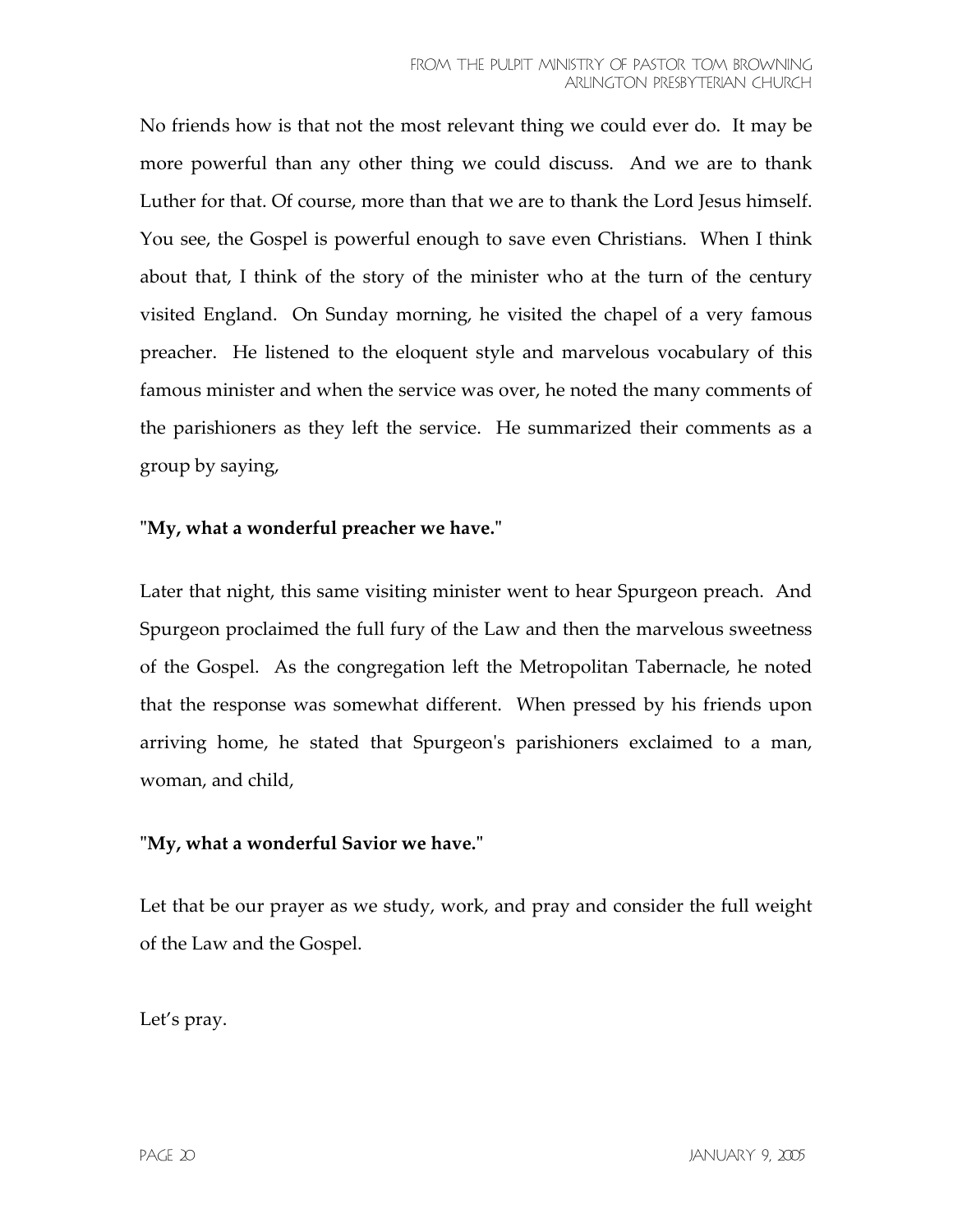No friends how is that not the most relevant thing we could ever do. It may be more powerful than any other thing we could discuss. And we are to thank Luther for that. Of course, more than that we are to thank the Lord Jesus himself. You see, the Gospel is powerful enough to save even Christians. When I think about that, I think of the story of the minister who at the turn of the century visited England. On Sunday morning, he visited the chapel of a very famous preacher. He listened to the eloquent style and marvelous vocabulary of this famous minister and when the service was over, he noted the many comments of the parishioners as they left the service. He summarized their comments as a group by saying,

**"My, what a wonderful preacher we have."**

Later that night, this same visiting minister went to hear Spurgeon preach. And Spurgeon proclaimed the full fury of the Law and then the marvelous sweetness of the Gospel. As the congregation left the Metropolitan Tabernacle, he noted that the response was somewhat different. When pressed by his friends upon arriving home, he stated that Spurgeon's parishioners exclaimed to a man, woman, and child,

**"My, what a wonderful Savior we have."**

Let that be our prayer as we study, work, and pray and consider the full weight of the Law and the Gospel.

Let's pray.